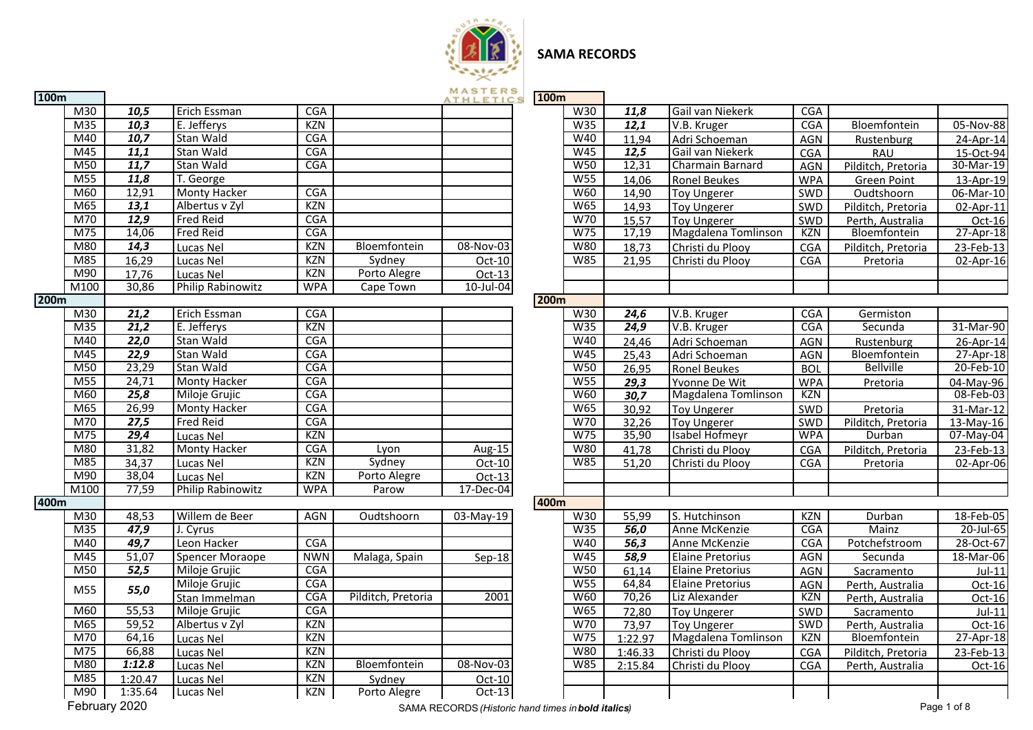# SAMA RECORDS

## 100m

| Age | Time | Name | Prov | Venue | Date |
|---|---|---|---|---|---|
| M30 | ***10,5*** | Erich Essman | CGA | | |
| M35 | ***10,3*** | E. Jefferys | KZN | | |
| M40 | ***10,7*** | Stan Wald | CGA | | |
| M45 | ***11,1*** | Stan Wald | CGA | | |
| M50 | ***11,7*** | Stan Wald | CGA | | |
| M55 | ***11,8*** | T. George | | | |
| M60 | 12,91 | Monty Hacker | CGA | | |
| M65 | ***13,1*** | Albertus v Zyl | KZN | | |
| M70 | ***12,9*** | Fred Reid | CGA | | |
| M75 | 14,06 | Fred Reid | CGA | | |
| M80 | ***14,3*** | Lucas Nel | KZN | Bloemfontein | 08-Nov-03 |
| M85 | 16,29 | Lucas Nel | KZN | Sydney | Oct-10 |
| M90 | 17,76 | Lucas Nel | KZN | Porto Alegre | Oct-13 |
| M100 | 30,86 | Philip Rabinowitz | WPA | Cape Town | 10-Jul-04 |

| Age | Time | Name | Prov | Venue | Date |
|---|---|---|---|---|---|
| W30 | ***11,8*** | Gail van Niekerk | CGA | | |
| W35 | ***12,1*** | V.B. Kruger | CGA | Bloemfontein | 05-Nov-88 |
| W40 | 11,94 | Adri Schoeman | AGN | Rustenburg | 24-Apr-14 |
| W45 | ***12,5*** | Gail van Niekerk | CGA | RAU | 15-Oct-94 |
| W50 | 12,31 | Charmain Barnard | AGN | Pilditch, Pretoria | 30-Mar-19 |
| W55 | 14,06 | Ronel Beukes | WPA | Green Point | 13-Apr-19 |
| W60 | 14,90 | Toy Ungerer | SWD | Oudtshoorn | 06-Mar-10 |
| W65 | 14,93 | Toy Ungerer | SWD | Pilditch, Pretoria | 02-Apr-11 |
| W70 | 15,57 | Toy Ungerer | SWD | Perth, Australia | Oct-16 |
| W75 | 17,19 | Magdalena Tomlinson | KZN | Bloemfontein | 27-Apr-18 |
| W80 | 18,73 | Christi du Plooy | CGA | Pilditch, Pretoria | 23-Feb-13 |
| W85 | 21,95 | Christi du Plooy | CGA | Pretoria | 02-Apr-16 |

## 200m

| Age | Time | Name | Prov | Venue | Date |
|---|---|---|---|---|---|
| M30 | ***21,2*** | Erich Essman | CGA | | |
| M35 | ***21,2*** | E. Jefferys | KZN | | |
| M40 | ***22,0*** | Stan Wald | CGA | | |
| M45 | ***22,9*** | Stan Wald | CGA | | |
| M50 | 23,29 | Stan Wald | CGA | | |
| M55 | 24,71 | Monty Hacker | CGA | | |
| M60 | ***25,8*** | Miloje Grujic | CGA | | |
| M65 | 26,99 | Monty Hacker | CGA | | |
| M70 | ***27,5*** | Fred Reid | CGA | | |
| M75 | ***29,4*** | Lucas Nel | KZN | | |
| M80 | 31,82 | Monty Hacker | CGA | Lyon | Aug-15 |
| M85 | 34,37 | Lucas Nel | KZN | Sydney | Oct-10 |
| M90 | 38,04 | Lucas Nel | KZN | Porto Alegre | Oct-13 |
| M100 | 77,59 | Philip Rabinowitz | WPA | Parow | 17-Dec-04 |

| Age | Time | Name | Prov | Venue | Date |
|---|---|---|---|---|---|
| W30 | ***24,6*** | V.B. Kruger | CGA | Germiston | |
| W35 | ***24,9*** | V.B. Kruger | CGA | Secunda | 31-Mar-90 |
| W40 | 24,46 | Adri Schoeman | AGN | Rustenburg | 26-Apr-14 |
| W45 | 25,43 | Adri Schoeman | AGN | Bloemfontein | 27-Apr-18 |
| W50 | 26,95 | Ronel Beukes | BOL | Bellville | 20-Feb-10 |
| W55 | ***29,3*** | Yvonne De Wit | WPA | Pretoria | 04-May-96 |
| W60 | ***30,7*** | Magdalena Tomlinson | KZN | | 08-Feb-03 |
| W65 | 30,92 | Toy Ungerer | SWD | Pretoria | 31-Mar-12 |
| W70 | 32,26 | Toy Ungerer | SWD | Pilditch, Pretoria | 13-May-16 |
| W75 | 35,90 | Isabel Hofmeyr | WPA | Durban | 07-May-04 |
| W80 | 41,78 | Christi du Plooy | CGA | Pilditch, Pretoria | 23-Feb-13 |
| W85 | 51,20 | Christi du Plooy | CGA | Pretoria | 02-Apr-06 |

## 400m

| Age | Time | Name | Prov | Venue | Date |
|---|---|---|---|---|---|
| M30 | 48,53 | Willem de Beer | AGN | Oudtshoorn | 03-May-19 |
| M35 | ***47,9*** | J. Cyrus | | | |
| M40 | ***49,7*** | Leon Hacker | CGA | | |
| M45 | 51,07 | Spencer Moraope | NWN | Malaga, Spain | Sep-18 |
| M50 | ***52,5*** | Miloje Grujic | CGA | | |
| M55 | ***55,0*** | Miloje Grujic | CGA | | |
| | | Stan Immelman | CGA | Pilditch, Pretoria | 2001 |
| M60 | 55,53 | Miloje Grujic | CGA | | |
| M65 | 59,52 | Albertus v Zyl | KZN | | |
| M70 | 64,16 | Lucas Nel | KZN | | |
| M75 | 66,88 | Lucas Nel | KZN | | |
| M80 | ***1:12.8*** | Lucas Nel | KZN | Bloemfontein | 08-Nov-03 |
| M85 | 1:20.47 | Lucas Nel | KZN | Sydney | Oct-10 |
| M90 | 1:35.64 | Lucas Nel | KZN | Porto Alegre | Oct-13 |

| Age | Time | Name | Prov | Venue | Date |
|---|---|---|---|---|---|
| W30 | 55,99 | S. Hutchinson | KZN | Durban | 18-Feb-05 |
| W35 | ***56,0*** | Anne McKenzie | CGA | Mainz | 20-Jul-65 |
| W40 | ***56,3*** | Anne McKenzie | CGA | Potchefstroom | 28-Oct-67 |
| W45 | ***58,9*** | Elaine Pretorius | AGN | Secunda | 18-Mar-06 |
| W50 | 61,14 | Elaine Pretorius | AGN | Sacramento | Jul-11 |
| W55 | 64,84 | Elaine Pretorius | AGN | Perth, Australia | Oct-16 |
| W60 | 70,26 | Liz Alexander | KZN | Perth, Australia | Oct-16 |
| W65 | 72,80 | Toy Ungerer | SWD | Sacramento | Jul-11 |
| W70 | 73,97 | Toy Ungerer | SWD | Perth, Australia | Oct-16 |
| W75 | 1:22.97 | Magdalena Tomlinson | KZN | Bloemfontein | 27-Apr-18 |
| W80 | 1:46.33 | Christi du Plooy | CGA | Pilditch, Pretoria | 23-Feb-13 |
| W85 | 2:15.84 | Christi du Plooy | CGA | Perth, Australia | Oct-16 |

February 2020

SAMA RECORDS *(Historic hand times in **bold italics**)*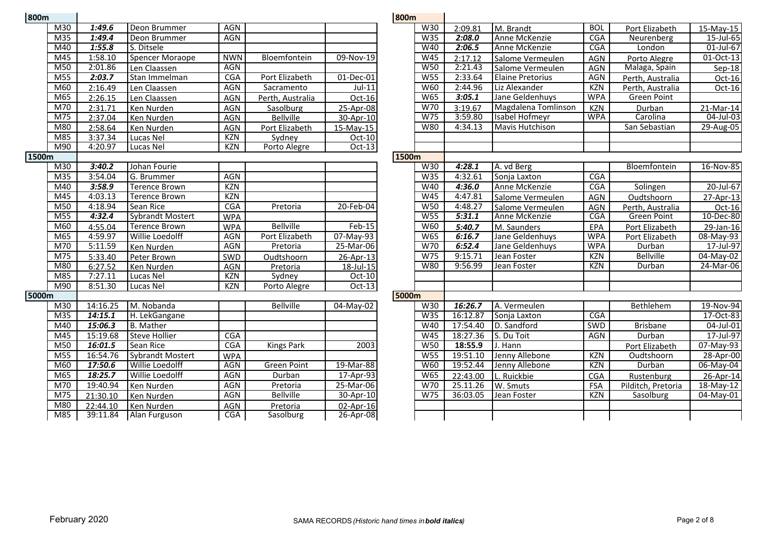## 800m

| Category | Time | Name | Club | Venue | Date |
|---|---|---|---|---|---|
| M30 | ***1:49.6*** | Deon Brummer | AGN | | |
| M35 | ***1:49.4*** | Deon Brummer | AGN | | |
| M40 | ***1:55.8*** | S. Ditsele | | | |
| M45 | 1:58.10 | Spencer Moraope | NWN | Bloemfontein | 09-Nov-19 |
| M50 | 2:01.86 | Len Claassen | AGN | | |
| M55 | ***2:03.7*** | Stan Immelman | CGA | Port Elizabeth | 01-Dec-01 |
| M60 | 2:16.49 | Len Claassen | AGN | Sacramento | Jul-11 |
| M65 | 2:26.15 | Len Claassen | AGN | Perth, Australia | Oct-16 |
| M70 | 2:31.71 | Ken Nurden | AGN | Sasolburg | 25-Apr-08 |
| M75 | 2:37.04 | Ken Nurden | AGN | Bellville | 30-Apr-10 |
| M80 | 2:58.64 | Ken Nurden | AGN | Port Elizabeth | 15-May-15 |
| M85 | 3:37.34 | Lucas Nel | KZN | Sydney | Oct-10 |
| M90 | 4:20.97 | Lucas Nel | KZN | Porto Alegre | Oct-13 |

## 1500m

| Category | Time | Name | Club | Venue | Date |
|---|---|---|---|---|---|
| M30 | ***3:40.2*** | Johan Fourie | | | |
| M35 | 3:54.04 | G. Brummer | AGN | | |
| M40 | ***3:58.9*** | Terence Brown | KZN | | |
| M45 | 4:03.13 | Terence Brown | KZN | | |
| M50 | 4:18.94 | Sean Rice | CGA | Pretoria | 20-Feb-04 |
| M55 | ***4:32.4*** | Sybrandt Mostert | WPA | | |
| M60 | 4:55.04 | Terence Brown | WPA | Bellville | Feb-15 |
| M65 | 4:59.97 | Willie Loedolff | AGN | Port Elizabeth | 07-May-93 |
| M70 | 5:11.59 | Ken Nurden | AGN | Pretoria | 25-Mar-06 |
| M75 | 5:33.40 | Peter Brown | SWD | Oudtshoorn | 26-Apr-13 |
| M80 | 6:27.52 | Ken Nurden | AGN | Pretoria | 18-Jul-15 |
| M85 | 7:27.11 | Lucas Nel | KZN | Sydney | Oct-10 |
| M90 | 8:51.30 | Lucas Nel | KZN | Porto Alegre | Oct-13 |

## 5000m

| Category | Time | Name | Club | Venue | Date |
|---|---|---|---|---|---|
| M30 | 14:16.25 | M. Nobanda | | Bellville | 04-May-02 |
| M35 | ***14:15.1*** | H. LekGangane | | | |
| M40 | ***15:06.3*** | B. Mather | | | |
| M45 | 15:19.68 | Steve Hollier | CGA | | |
| M50 | ***16:01.5*** | Sean Rice | CGA | Kings Park | 2003 |
| M55 | 16:54.76 | Sybrandt Mostert | WPA | | |
| M60 | ***17:50.6*** | Willie Loedolff | AGN | Green Point | 19-Mar-88 |
| M65 | ***18:25.7*** | Willie Loedolff | AGN | Durban | 17-Apr-93 |
| M70 | 19:40.94 | Ken Nurden | AGN | Pretoria | 25-Mar-06 |
| M75 | 21:30.10 | Ken Nurden | AGN | Bellville | 30-Apr-10 |
| M80 | 22:44.10 | Ken Nurden | AGN | Pretoria | 02-Apr-16 |
| M85 | 39:11.84 | Alan Furguson | CGA | Sasolburg | 26-Apr-08 |

## 800m

| Category | Time | Name | Club | Venue | Date |
|---|---|---|---|---|---|
| W30 | 2:09.81 | M. Brandt | BOL | Port Elizabeth | 15-May-15 |
| W35 | ***2:08.0*** | Anne McKenzie | CGA | Neurenberg | 15-Jul-65 |
| W40 | ***2:06.5*** | Anne McKenzie | CGA | London | 01-Jul-67 |
| W45 | 2:17.12 | Salome Vermeulen | AGN | Porto Alegre | 01-Oct-13 |
| W50 | 2:21.43 | Salome Vermeulen | AGN | Malaga, Spain | Sep-18 |
| W55 | 2:33.64 | Elaine Pretorius | AGN | Perth, Australia | Oct-16 |
| W60 | 2:44.96 | Liz Alexander | KZN | Perth, Australia | Oct-16 |
| W65 | ***3:05.1*** | Jane Geldenhuys | WPA | Green Point | |
| W70 | 3:19.67 | Magdalena Tomlinson | KZN | Durban | 21-Mar-14 |
| W75 | 3:59.80 | Isabel Hofmeyr | WPA | Carolina | 04-Jul-03 |
| W80 | 4:34.13 | Mavis Hutchison | | San Sebastian | 29-Aug-05 |

## 1500m

| Category | Time | Name | Club | Venue | Date |
|---|---|---|---|---|---|
| W30 | ***4:28.1*** | A. vd Berg | | Bloemfontein | 16-Nov-85 |
| W35 | 4:32.61 | Sonja Laxton | CGA | | |
| W40 | ***4:36.0*** | Anne McKenzie | CGA | Solingen | 20-Jul-67 |
| W45 | 4:47.81 | Salome Vermeulen | AGN | Oudtshoorn | 27-Apr-13 |
| W50 | 4:48.27 | Salome Vermeulen | AGN | Perth, Australia | Oct-16 |
| W55 | ***5:31.1*** | Anne McKenzie | CGA | Green Point | 10-Dec-80 |
| W60 | ***5:40.7*** | M. Saunders | EPA | Port Elizabeth | 29-Jan-16 |
| W65 | ***6:16.7*** | Jane Geldenhuys | WPA | Port Elizabeth | 08-May-93 |
| W70 | ***6:52.4*** | Jane Geldenhuys | WPA | Durban | 17-Jul-97 |
| W75 | 9:15.71 | Jean Foster | KZN | Bellville | 04-May-02 |
| W80 | 9:56.99 | Jean Foster | KZN | Durban | 24-Mar-06 |

## 5000m

| Category | Time | Name | Club | Venue | Date |
|---|---|---|---|---|---|
| W30 | ***16:26.7*** | A. Vermeulen | | Bethlehem | 19-Nov-94 |
| W35 | 16:12.87 | Sonja Laxton | CGA | | 17-Oct-83 |
| W40 | 17:54.40 | D. Sandford | SWD | Brisbane | 04-Jul-01 |
| W45 | 18:27.36 | S. Du Toit | AGN | Durban | 17-Jul-97 |
| W50 | **18:55.9** | J. Hann | | Port Elizabeth | 07-May-93 |
| W55 | 19:51.10 | Jenny Allebone | KZN | Oudtshoorn | 28-Apr-00 |
| W60 | 19:52.44 | Jenny Allebone | KZN | Durban | 06-May-04 |
| W65 | 22:43.00 | L. Ruickbie | CGA | Rustenburg | 26-Apr-14 |
| W70 | 25.11.26 | W. Smuts | FSA | Pilditch, Pretoria | 18-May-12 |
| W75 | 36:03.05 | Jean Foster | KZN | Sasolburg | 04-May-01 |

February 2020 — SAMA RECORDS *(Historic hand times in* ***bold italics****)*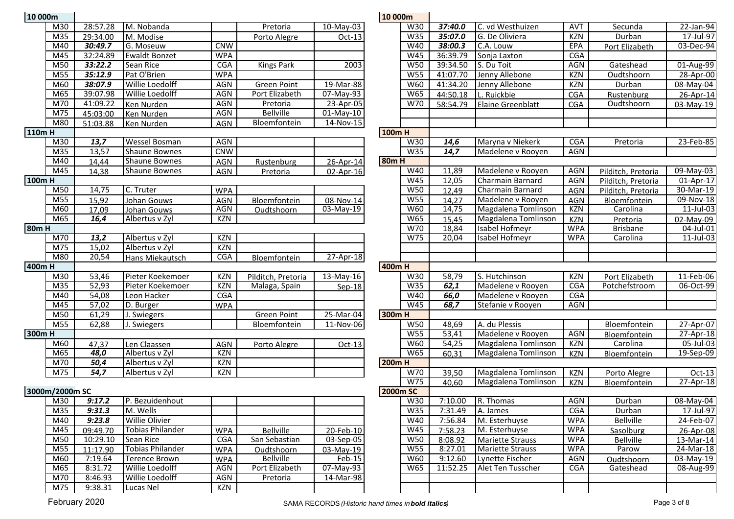## 10 000m (Men)

| Age | Time | Name | Club | Venue | Date |
|---|---|---|---|---|---|
| M30 | 28:57.28 | M. Nobanda | | Pretoria | 10-May-03 |
| M35 | 29:34.00 | M. Modise | | Porto Alegre | Oct-13 |
| M40 | ***30:49.7*** | G. Moseuw | CNW | | |
| M45 | 32:24.89 | Ewaldt Bonzet | WPA | | |
| M50 | ***33:22.2*** | Sean Rice | CGA | Kings Park | 2003 |
| M55 | ***35:12.9*** | Pat O'Brien | WPA | | |
| M60 | ***38:07.9*** | Willie Loedolff | AGN | Green Point | 19-Mar-88 |
| M65 | 39:07.98 | Willie Loedolff | AGN | Port Elizabeth | 07-May-93 |
| M70 | 41:09.22 | Ken Nurden | AGN | Pretoria | 23-Apr-05 |
| M75 | 45:03:00 | Ken Nurden | AGN | Bellville | 01-May-10 |
| M80 | 51:03.88 | Ken Nurden | AGN | Bloemfontein | 14-Nov-15 |

## 110m H

| Age | Time | Name | Club | Venue | Date |
|---|---|---|---|---|---|
| M30 | ***13,7*** | Wessel Bosman | AGN | | |
| M35 | 13,57 | Shaune Bownes | CNW | | |
| M40 | 14,44 | Shaune Bownes | AGN | Rustenburg | 26-Apr-14 |
| M45 | 14,38 | Shaune Bownes | AGN | Pretoria | 02-Apr-16 |

## 100m H

| Age | Time | Name | Club | Venue | Date |
|---|---|---|---|---|---|
| M50 | 14,75 | C. Truter | WPA | | |
| M55 | 15,92 | Johan Gouws | AGN | Bloemfontein | 08-Nov-14 |
| M60 | 17,09 | Johan Gouws | AGN | Oudtshoorn | 03-May-19 |
| M65 | ***16,4*** | Albertus v Zyl | KZN | | |

## 80m H

| Age | Time | Name | Club | Venue | Date |
|---|---|---|---|---|---|
| M70 | ***13,2*** | Albertus v Zyl | KZN | | |
| M75 | 15,02 | Albertus v Zyl | KZN | | |
| M80 | 20,54 | Hans Miekautsch | CGA | Bloemfontein | 27-Apr-18 |

## 400m H

| Age | Time | Name | Club | Venue | Date |
|---|---|---|---|---|---|
| M30 | 53,46 | Pieter Koekemoer | KZN | Pilditch, Pretoria | 13-May-16 |
| M35 | 52,93 | Pieter Koekemoer | KZN | Malaga, Spain | Sep-18 |
| M40 | 54,08 | Leon Hacker | CGA | | |
| M45 | 57,02 | D. Burger | WPA | | |
| M50 | 61,29 | J. Swiegers | | Green Point | 25-Mar-04 |
| M55 | 62,88 | J. Swiegers | | Bloemfontein | 11-Nov-06 |

## 300m H

| Age | Time | Name | Club | Venue | Date |
|---|---|---|---|---|---|
| M60 | 47,37 | Len Claassen | AGN | Porto Alegre | Oct-13 |
| M65 | ***48,0*** | Albertus v Zyl | KZN | | |
| M70 | ***50,4*** | Albertus v Zyl | KZN | | |
| M75 | ***54,7*** | Albertus v Zyl | KZN | | |

## 3000m/2000m SC

| Age | Time | Name | Club | Venue | Date |
|---|---|---|---|---|---|
| M30 | ***9:17.2*** | P. Bezuidenhout | | | |
| M35 | ***9:31.3*** | M. Wells | | | |
| M40 | ***9:23.8*** | Willie Olivier | | | |
| M45 | 09:49.70 | Tobias Philander | WPA | Bellville | 20-Feb-10 |
| M50 | 10:29.10 | Sean Rice | CGA | San Sebastian | 03-Sep-05 |
| M55 | 11:17.90 | Tobias Philander | WPA | Oudtshoorn | 03-May-19 |
| M60 | 7:19.64 | Terence Brown | WPA | Bellville | Feb-15 |
| M65 | 8:31.72 | Willie Loedolff | AGN | Port Elizabeth | 07-May-93 |
| M70 | 8:46.93 | Willie Loedolff | AGN | Pretoria | 14-Mar-98 |
| M75 | 9:38.31 | Lucas Nel | KZN | | |

## 10 000m (Women)

| Age | Time | Name | Club | Venue | Date |
|---|---|---|---|---|---|
| W30 | ***37:40.0*** | C. vd Westhuizen | AVT | Secunda | 22-Jan-94 |
| W35 | ***35:07.0*** | G. De Oliviera | KZN | Durban | 17-Jul-97 |
| W40 | ***38:00.3*** | C.A. Louw | EPA | Port Elizabeth | 03-Dec-94 |
| W45 | 36:39.79 | Sonja Laxton | CGA | | |
| W50 | 39:34.50 | S. Du Toit | AGN | Gateshead | 01-Aug-99 |
| W55 | 41:07.70 | Jenny Allebone | KZN | Oudtshoorn | 28-Apr-00 |
| W60 | 41:34.20 | Jenny Allebone | KZN | Durban | 08-May-04 |
| W65 | 44:50.18 | L. Ruickbie | CGA | Rustenburg | 26-Apr-14 |
| W70 | 58:54.79 | Elaine Greenblatt | CGA | Oudtshoorn | 03-May-19 |

## 100m H

| Age | Time | Name | Club | Venue | Date |
|---|---|---|---|---|---|
| W30 | ***14,6*** | Maryna v Niekerk | CGA | Pretoria | 23-Feb-85 |
| W35 | ***14,7*** | Madelene v Rooyen | AGN | | |

## 80m H

| Age | Time | Name | Club | Venue | Date |
|---|---|---|---|---|---|
| W40 | 11,89 | Madelene v Rooyen | AGN | Pilditch, Pretoria | 09-May-03 |
| W45 | 12,05 | Charmain Barnard | AGN | Pilditch, Pretoria | 01-Apr-17 |
| W50 | 12,49 | Charmain Barnard | AGN | Pilditch, Pretoria | 30-Mar-19 |
| W55 | 14,27 | Madelene v Rooyen | AGN | Bloemfontein | 09-Nov-18 |
| W60 | 14,75 | Magdalena Tomlinson | KZN | Carolina | 11-Jul-03 |
| W65 | 15,45 | Magdalena Tomlinson | KZN | Pretoria | 02-May-09 |
| W70 | 18,84 | Isabel Hofmeyr | WPA | Brisbane | 04-Jul-01 |
| W75 | 20,04 | Isabel Hofmeyr | WPA | Carolina | 11-Jul-03 |

## 400m H

| Age | Time | Name | Club | Venue | Date |
|---|---|---|---|---|---|
| W30 | 58,79 | S. Hutchinson | KZN | Port Elizabeth | 11-Feb-06 |
| W35 | ***62,1*** | Madelene v Rooyen | CGA | Potchefstroom | 06-Oct-99 |
| W40 | ***66,0*** | Madelene v Rooyen | CGA | | |
| W45 | ***68,7*** | Stefanie v Rooyen | AGN | | |

## 300m H

| Age | Time | Name | Club | Venue | Date |
|---|---|---|---|---|---|
| W50 | 48,69 | A. du Plessis | | Bloemfontein | 27-Apr-07 |
| W55 | 53,41 | Madelene v Rooyen | AGN | Bloemfontein | 27-Apr-18 |
| W60 | 54,25 | Magdalena Tomlinson | KZN | Carolina | 05-Jul-03 |
| W65 | 60,31 | Magdalena Tomlinson | KZN | Bloemfontein | 19-Sep-09 |

## 200m H

| Age | Time | Name | Club | Venue | Date |
|---|---|---|---|---|---|
| W70 | 39,50 | Magdalena Tomlinson | KZN | Porto Alegre | Oct-13 |
| W75 | 40,60 | Magdalena Tomlinson | KZN | Bloemfontein | 27-Apr-18 |

## 2000m SC

| Age | Time | Name | Club | Venue | Date |
|---|---|---|---|---|---|
| W30 | 7:10.00 | R. Thomas | AGN | Durban | 08-May-04 |
| W35 | 7:31.49 | A. James | CGA | Durban | 17-Jul-97 |
| W40 | 7:56.84 | M. Esterhuyse | WPA | Bellville | 24-Feb-07 |
| W45 | 7:58.23 | M. Esterhuyse | WPA | Sasolburg | 26-Apr-08 |
| W50 | 8:08.92 | Mariette Strauss | WPA | Bellville | 13-Mar-14 |
| W55 | 8:27.01 | Mariette Strauss | WPA | Parow | 24-Mar-18 |
| W60 | 9:12.60 | Lynette Fischer | AGN | Oudtshoorn | 03-May-19 |
| W65 | 11:52.25 | Alet Ten Tusscher | CGA | Gateshead | 08-Aug-99 |

February 2020 — SAMA RECORDS *(Historic hand times in **bold italics**)*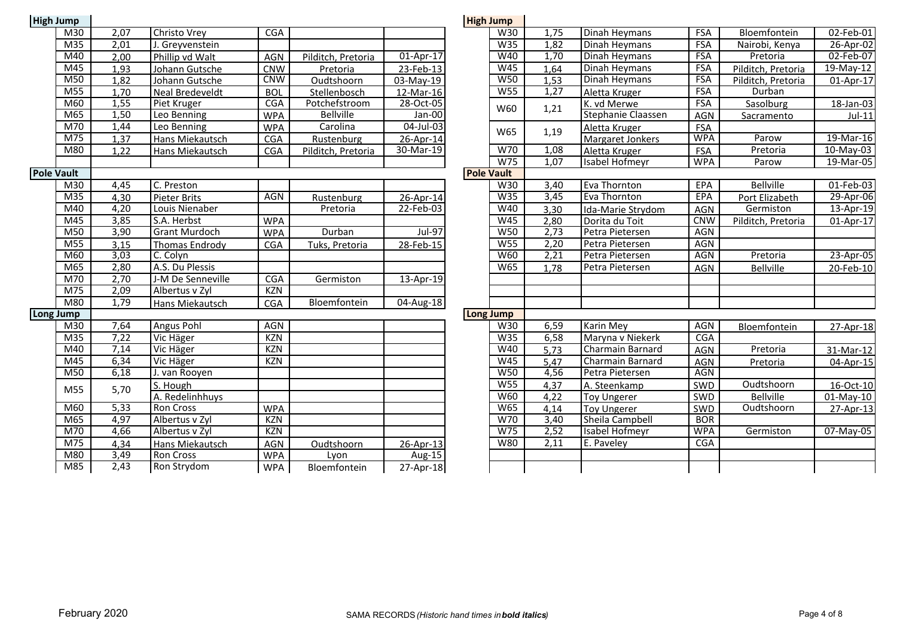## High Jump

| Age | Mark | Name | Club | Venue | Date |
|---|---|---|---|---|---|
| M30 | 2,07 | Christo Vrey | CGA | | |
| M35 | 2,01 | J. Greyvenstein | | | |
| M40 | 2,00 | Phillip vd Walt | AGN | Pilditch, Pretoria | 01-Apr-17 |
| M45 | 1,93 | Johann Gutsche | CNW | Pretoria | 23-Feb-13 |
| M50 | 1,82 | Johann Gutsche | CNW | Oudtshoorn | 03-May-19 |
| M55 | 1,70 | Neal Bredeveldt | BOL | Stellenbosch | 12-Mar-16 |
| M60 | 1,55 | Piet Kruger | CGA | Potchefstroom | 28-Oct-05 |
| M65 | 1,50 | Leo Benning | WPA | Bellville | Jan-00 |
| M70 | 1,44 | Leo Benning | WPA | Carolina | 04-Jul-03 |
| M75 | 1,37 | Hans Miekautsch | CGA | Rustenburg | 26-Apr-14 |
| M80 | 1,22 | Hans Miekautsch | CGA | Pilditch, Pretoria | 30-Mar-19 |

## Pole Vault

| Age | Mark | Name | Club | Venue | Date |
|---|---|---|---|---|---|
| M30 | 4,45 | C. Preston | | | |
| M35 | 4,30 | Pieter Brits | AGN | Rustenburg | 26-Apr-14 |
| M40 | 4,20 | Louis Nienaber | | Pretoria | 22-Feb-03 |
| M45 | 3,85 | S.A. Herbst | WPA | | |
| M50 | 3,90 | Grant Murdoch | WPA | Durban | Jul-97 |
| M55 | 3,15 | Thomas Endrody | CGA | Tuks, Pretoria | 28-Feb-15 |
| M60 | 3,03 | C. Colyn | | | |
| M65 | 2,80 | A.S. Du Plessis | | | |
| M70 | 2,70 | J-M De Senneville | CGA | Germiston | 13-Apr-19 |
| M75 | 2,09 | Albertus v Zyl | KZN | | |
| M80 | 1,79 | Hans Miekautsch | CGA | Bloemfontein | 04-Aug-18 |

## Long Jump

| Age | Mark | Name | Club | Venue | Date |
|---|---|---|---|---|---|
| M30 | 7,64 | Angus Pohl | AGN | | |
| M35 | 7,22 | Vic Häger | KZN | | |
| M40 | 7,14 | Vic Häger | KZN | | |
| M45 | 6,34 | Vic Häger | KZN | | |
| M50 | 6,18 | J. van Rooyen | | | |
| M55 | 5,70 | S. Hough | | | |
| | | A. Redelinhhuys | | | |
| M60 | 5,33 | Ron Cross | WPA | | |
| M65 | 4,97 | Albertus v Zyl | KZN | | |
| M70 | 4,66 | Albertus v Zyl | KZN | | |
| M75 | 4,34 | Hans Miekautsch | AGN | Oudtshoorn | 26-Apr-13 |
| M80 | 3,49 | Ron Cross | WPA | Lyon | Aug-15 |
| M85 | 2,43 | Ron Strydom | WPA | Bloemfontein | 27-Apr-18 |

## High Jump

| Age | Mark | Name | Club | Venue | Date |
|---|---|---|---|---|---|
| W30 | 1,75 | Dinah Heymans | FSA | Bloemfontein | 02-Feb-01 |
| W35 | 1,82 | Dinah Heymans | FSA | Nairobi, Kenya | 26-Apr-02 |
| W40 | 1,70 | Dinah Heymans | FSA | Pretoria | 02-Feb-07 |
| W45 | 1,64 | Dinah Heymans | FSA | Pilditch, Pretoria | 19-May-12 |
| W50 | 1,53 | Dinah Heymans | FSA | Pilditch, Pretoria | 01-Apr-17 |
| W55 | 1,27 | Aletta Kruger | FSA | Durban | |
| W60 | 1,21 | K. vd Merwe | FSA | Sasolburg | 18-Jan-03 |
| | | Stephanie Claassen | AGN | Sacramento | Jul-11 |
| W65 | 1,19 | Aletta Kruger | FSA | | |
| | | Margaret Jonkers | WPA | Parow | 19-Mar-16 |
| W70 | 1,08 | Aletta Kruger | FSA | Pretoria | 10-May-03 |
| W75 | 1,07 | Isabel Hofmeyr | WPA | Parow | 19-Mar-05 |

## Pole Vault

| Age | Mark | Name | Club | Venue | Date |
|---|---|---|---|---|---|
| W30 | 3,40 | Eva Thornton | EPA | Bellville | 01-Feb-03 |
| W35 | 3,45 | Eva Thornton | EPA | Port Elizabeth | 29-Apr-06 |
| W40 | 3,30 | Ida-Marie Strydom | AGN | Germiston | 13-Apr-19 |
| W45 | 2,80 | Dorita du Toit | CNW | Pilditch, Pretoria | 01-Apr-17 |
| W50 | 2,73 | Petra Pietersen | AGN | | |
| W55 | 2,20 | Petra Pietersen | AGN | | |
| W60 | 2,21 | Petra Pietersen | AGN | Pretoria | 23-Apr-05 |
| W65 | 1,78 | Petra Pietersen | AGN | Bellville | 20-Feb-10 |

## Long Jump

| Age | Mark | Name | Club | Venue | Date |
|---|---|---|---|---|---|
| W30 | 6,59 | Karin Mey | AGN | Bloemfontein | 27-Apr-18 |
| W35 | 6,58 | Maryna v Niekerk | CGA | | |
| W40 | 5,73 | Charmain Barnard | AGN | Pretoria | 31-Mar-12 |
| W45 | 5,47 | Charmain Barnard | AGN | Pretoria | 04-Apr-15 |
| W50 | 4,56 | Petra Pietersen | AGN | | |
| W55 | 4,37 | A. Steenkamp | SWD | Oudtshoorn | 16-Oct-10 |
| W60 | 4,22 | Toy Ungerer | SWD | Bellville | 01-May-10 |
| W65 | 4,14 | Toy Ungerer | SWD | Oudtshoorn | 27-Apr-13 |
| W70 | 3,40 | Sheila Campbell | BOR | | |
| W75 | 2,52 | Isabel Hofmeyr | WPA | Germiston | 07-May-05 |
| W80 | 2,11 | E. Paveley | CGA | | |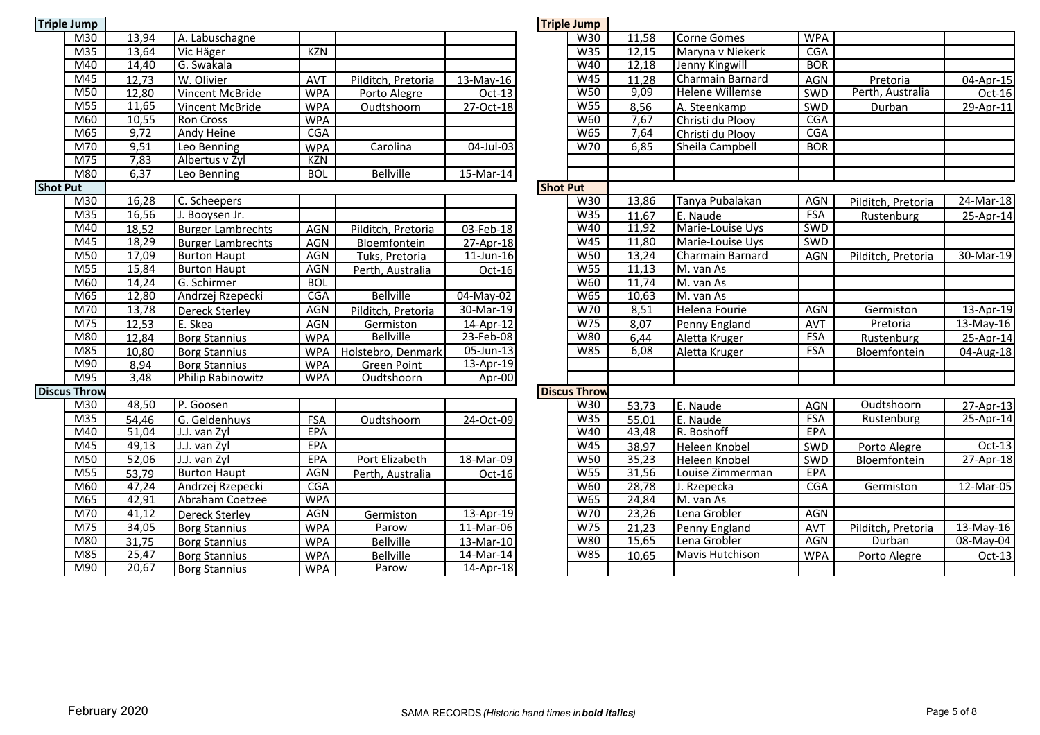## Men

### Triple Jump

| Age | Record | Name | Club | Venue | Date |
|---|---|---|---|---|---|
| M30 | 13,94 | A. Labuschagne | | | |
| M35 | 13,64 | Vic Häger | KZN | | |
| M40 | 14,40 | G. Swakala | | | |
| M45 | 12,73 | W. Olivier | AVT | Pilditch, Pretoria | 13-May-16 |
| M50 | 12,80 | Vincent McBride | WPA | Porto Alegre | Oct-13 |
| M55 | 11,65 | Vincent McBride | WPA | Oudtshoorn | 27-Oct-18 |
| M60 | 10,55 | Ron Cross | WPA | | |
| M65 | 9,72 | Andy Heine | CGA | | |
| M70 | 9,51 | Leo Benning | WPA | Carolina | 04-Jul-03 |
| M75 | 7,83 | Albertus v Zyl | KZN | | |
| M80 | 6,37 | Leo Benning | BOL | Bellville | 15-Mar-14 |

### Shot Put

| Age | Record | Name | Club | Venue | Date |
|---|---|---|---|---|---|
| M30 | 16,28 | C. Scheepers | | | |
| M35 | 16,56 | J. Booysen Jr. | | | |
| M40 | 18,52 | Burger Lambrechts | AGN | Pilditch, Pretoria | 03-Feb-18 |
| M45 | 18,29 | Burger Lambrechts | AGN | Bloemfontein | 27-Apr-18 |
| M50 | 17,09 | Burton Haupt | AGN | Tuks, Pretoria | 11-Jun-16 |
| M55 | 15,84 | Burton Haupt | AGN | Perth, Australia | Oct-16 |
| M60 | 14,24 | G. Schirmer | BOL | | |
| M65 | 12,80 | Andrzej Rzepecki | CGA | Bellville | 04-May-02 |
| M70 | 13,78 | Dereck Sterley | AGN | Pilditch, Pretoria | 30-Mar-19 |
| M75 | 12,53 | E. Skea | AGN | Germiston | 14-Apr-12 |
| M80 | 12,84 | Borg Stannius | WPA | Bellville | 23-Feb-08 |
| M85 | 10,80 | Borg Stannius | WPA | Holstebro, Denmark | 05-Jun-13 |
| M90 | 8,94 | Borg Stannius | WPA | Green Point | 13-Apr-19 |
| M95 | 3,48 | Philip Rabinowitz | WPA | Oudtshoorn | Apr-00 |

### Discus Throw

| Age | Record | Name | Club | Venue | Date |
|---|---|---|---|---|---|
| M30 | 48,50 | P. Goosen | | | |
| M35 | 54,46 | G. Geldenhuys | FSA | Oudtshoorn | 24-Oct-09 |
| M40 | 51,04 | J.J. van Zyl | EPA | | |
| M45 | 49,13 | J.J. van Zyl | EPA | | |
| M50 | 52,06 | J.J. van Zyl | EPA | Port Elizabeth | 18-Mar-09 |
| M55 | 53,79 | Burton Haupt | AGN | Perth, Australia | Oct-16 |
| M60 | 47,24 | Andrzej Rzepecki | CGA | | |
| M65 | 42,91 | Abraham Coetzee | WPA | | |
| M70 | 41,12 | Dereck Sterley | AGN | Germiston | 13-Apr-19 |
| M75 | 34,05 | Borg Stannius | WPA | Parow | 11-Mar-06 |
| M80 | 31,75 | Borg Stannius | WPA | Bellville | 13-Mar-10 |
| M85 | 25,47 | Borg Stannius | WPA | Bellville | 14-Mar-14 |
| M90 | 20,67 | Borg Stannius | WPA | Parow | 14-Apr-18 |

## Women

### Triple Jump

| Age | Record | Name | Club | Venue | Date |
|---|---|---|---|---|---|
| W30 | 11,58 | Corne Gomes | WPA | | |
| W35 | 12,15 | Maryna v Niekerk | CGA | | |
| W40 | 12,18 | Jenny Kingwill | BOR | | |
| W45 | 11,28 | Charmain Barnard | AGN | Pretoria | 04-Apr-15 |
| W50 | 9,09 | Helene Willemse | SWD | Perth, Australia | Oct-16 |
| W55 | 8,56 | A. Steenkamp | SWD | Durban | 29-Apr-11 |
| W60 | 7,67 | Christi du Plooy | CGA | | |
| W65 | 7,64 | Christi du Plooy | CGA | | |
| W70 | 6,85 | Sheila Campbell | BOR | | |

### Shot Put

| Age | Record | Name | Club | Venue | Date |
|---|---|---|---|---|---|
| W30 | 13,86 | Tanya Pubalakan | AGN | Pilditch, Pretoria | 24-Mar-18 |
| W35 | 11,67 | E. Naude | FSA | Rustenburg | 25-Apr-14 |
| W40 | 11,92 | Marie-Louise Uys | SWD | | |
| W45 | 11,80 | Marie-Louise Uys | SWD | | |
| W50 | 13,24 | Charmain Barnard | AGN | Pilditch, Pretoria | 30-Mar-19 |
| W55 | 11,13 | M. van As | | | |
| W60 | 11,74 | M. van As | | | |
| W65 | 10,63 | M. van As | | | |
| W70 | 8,51 | Helena Fourie | AGN | Germiston | 13-Apr-19 |
| W75 | 8,07 | Penny England | AVT | Pretoria | 13-May-16 |
| W80 | 6,44 | Aletta Kruger | FSA | Rustenburg | 25-Apr-14 |
| W85 | 6,08 | Aletta Kruger | FSA | Bloemfontein | 04-Aug-18 |

### Discus Throw

| Age | Record | Name | Club | Venue | Date |
|---|---|---|---|---|---|
| W30 | 53,73 | E. Naude | AGN | Oudtshoorn | 27-Apr-13 |
| W35 | 55,01 | E. Naude | FSA | Rustenburg | 25-Apr-14 |
| W40 | 43,48 | R. Boshoff | EPA | | |
| W45 | 38,97 | Heleen Knobel | SWD | Porto Alegre | Oct-13 |
| W50 | 35,23 | Heleen Knobel | SWD | Bloemfontein | 27-Apr-18 |
| W55 | 31,56 | Louise Zimmerman | EPA | | |
| W60 | 28,78 | J. Rzepecka | CGA | Germiston | 12-Mar-05 |
| W65 | 24,84 | M. van As | | | |
| W70 | 23,26 | Lena Grobler | AGN | | |
| W75 | 21,23 | Penny England | AVT | Pilditch, Pretoria | 13-May-16 |
| W80 | 15,65 | Lena Grobler | AGN | Durban | 08-May-04 |
| W85 | 10,65 | Mavis Hutchison | WPA | Porto Alegre | Oct-13 |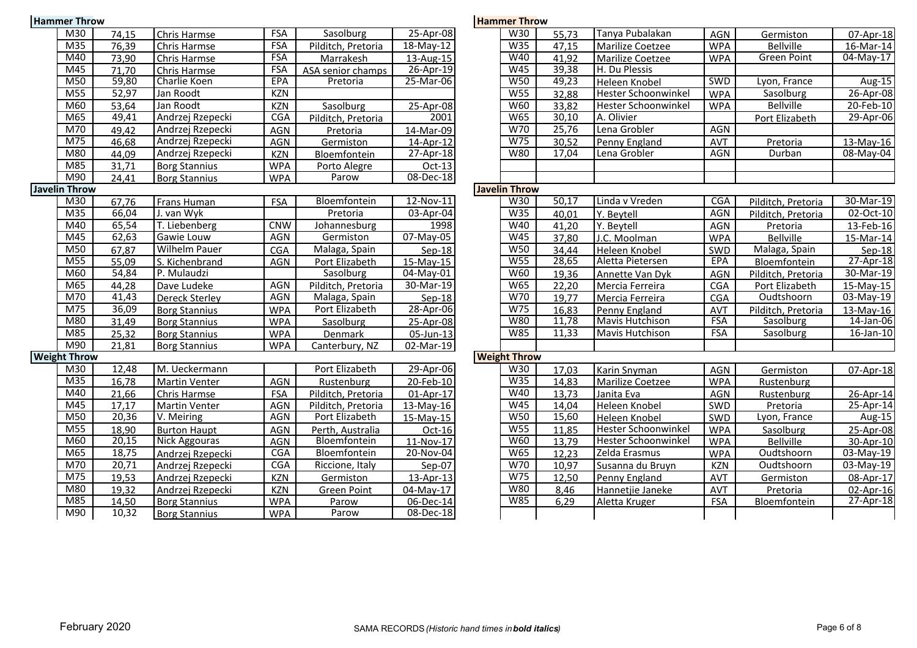## Hammer Throw

| Age | Mark | Name | Club | Venue | Date |
|---|---|---|---|---|---|
| M30 | 74,15 | Chris Harmse | FSA | Sasolburg | 25-Apr-08 |
| M35 | 76,39 | Chris Harmse | FSA | Pilditch, Pretoria | 18-May-12 |
| M40 | 73,90 | Chris Harmse | FSA | Marrakesh | 13-Aug-15 |
| M45 | 71,70 | Chris Harmse | FSA | ASA senior champs | 26-Apr-19 |
| M50 | 59,80 | Charlie Koen | EPA | Pretoria | 25-Mar-06 |
| M55 | 52,97 | Jan Roodt | KZN | | |
| M60 | 53,64 | Jan Roodt | KZN | Sasolburg | 25-Apr-08 |
| M65 | 49,41 | Andrzej Rzepecki | CGA | Pilditch, Pretoria | 2001 |
| M70 | 49,42 | Andrzej Rzepecki | AGN | Pretoria | 14-Mar-09 |
| M75 | 46,68 | Andrzej Rzepecki | AGN | Germiston | 14-Apr-12 |
| M80 | 44,09 | Andrzej Rzepecki | KZN | Bloemfontein | 27-Apr-18 |
| M85 | 31,71 | Borg Stannius | WPA | Porto Alegre | Oct-13 |
| M90 | 24,41 | Borg Stannius | WPA | Parow | 08-Dec-18 |

## Javelin Throw

| Age | Mark | Name | Club | Venue | Date |
|---|---|---|---|---|---|
| M30 | 67,76 | Frans Human | FSA | Bloemfontein | 12-Nov-11 |
| M35 | 66,04 | J. van Wyk | | Pretoria | 03-Apr-04 |
| M40 | 65,54 | T. Liebenberg | CNW | Johannesburg | 1998 |
| M45 | 62,63 | Gawie Louw | AGN | Germiston | 07-May-05 |
| M50 | 67,87 | Wilhelm Pauer | CGA | Malaga, Spain | Sep-18 |
| M55 | 55,09 | S. Kichenbrand | AGN | Port Elizabeth | 15-May-15 |
| M60 | 54,84 | P. Mulaudzi | | Sasolburg | 04-May-01 |
| M65 | 44,28 | Dave Ludeke | AGN | Pilditch, Pretoria | 30-Mar-19 |
| M70 | 41,43 | Dereck Sterley | AGN | Malaga, Spain | Sep-18 |
| M75 | 36,09 | Borg Stannius | WPA | Port Elizabeth | 28-Apr-06 |
| M80 | 31,49 | Borg Stannius | WPA | Sasolburg | 25-Apr-08 |
| M85 | 25,32 | Borg Stannius | WPA | Denmark | 05-Jun-13 |
| M90 | 21,81 | Borg Stannius | WPA | Canterbury, NZ | 02-Mar-19 |

## Weight Throw

| Age | Mark | Name | Club | Venue | Date |
|---|---|---|---|---|---|
| M30 | 12,48 | M. Ueckermann | | Port Elizabeth | 29-Apr-06 |
| M35 | 16,78 | Martin Venter | AGN | Rustenburg | 20-Feb-10 |
| M40 | 21,66 | Chris Harmse | FSA | Pilditch, Pretoria | 01-Apr-17 |
| M45 | 17,17 | Martin Venter | AGN | Pilditch, Pretoria | 13-May-16 |
| M50 | 20,36 | V. Meiring | AGN | Port Elizabeth | 15-May-15 |
| M55 | 18,90 | Burton Haupt | AGN | Perth, Australia | Oct-16 |
| M60 | 20,15 | Nick Aggouras | AGN | Bloemfontein | 11-Nov-17 |
| M65 | 18,75 | Andrzej Rzepecki | CGA | Bloemfontein | 20-Nov-04 |
| M70 | 20,71 | Andrzej Rzepecki | CGA | Riccione, Italy | Sep-07 |
| M75 | 19,53 | Andrzej Rzepecki | KZN | Germiston | 13-Apr-13 |
| M80 | 19,32 | Andrzej Rzepecki | KZN | Green Point | 04-May-17 |
| M85 | 14,50 | Borg Stannius | WPA | Parow | 06-Dec-14 |
| M90 | 10,32 | Borg Stannius | WPA | Parow | 08-Dec-18 |

## Hammer Throw

| Age | Mark | Name | Club | Venue | Date |
|---|---|---|---|---|---|
| W30 | 55,73 | Tanya Pubalakan | AGN | Germiston | 07-Apr-18 |
| W35 | 47,15 | Marilize Coetzee | WPA | Bellville | 16-Mar-14 |
| W40 | 41,92 | Marilize Coetzee | WPA | Green Point | 04-May-17 |
| W45 | 39,38 | H. Du Plessis | | | |
| W50 | 49,23 | Heleen Knobel | SWD | Lyon, France | Aug-15 |
| W55 | 32,88 | Hester Schoonwinkel | WPA | Sasolburg | 26-Apr-08 |
| W60 | 33,82 | Hester Schoonwinkel | WPA | Bellville | 20-Feb-10 |
| W65 | 30,10 | A. Olivier | | Port Elizabeth | 29-Apr-06 |
| W70 | 25,76 | Lena Grobler | AGN | | |
| W75 | 30,52 | Penny England | AVT | Pretoria | 13-May-16 |
| W80 | 17,04 | Lena Grobler | AGN | Durban | 08-May-04 |

## Javelin Throw

| Age | Mark | Name | Club | Venue | Date |
|---|---|---|---|---|---|
| W30 | 50,17 | Linda v Vreden | CGA | Pilditch, Pretoria | 30-Mar-19 |
| W35 | 40,01 | Y. Beytell | AGN | Pilditch, Pretoria | 02-Oct-10 |
| W40 | 41,20 | Y. Beytell | AGN | Pretoria | 13-Feb-16 |
| W45 | 37,80 | J.C. Moolman | WPA | Bellville | 15-Mar-14 |
| W50 | 34,44 | Heleen Knobel | SWD | Malaga, Spain | Sep-18 |
| W55 | 28,65 | Aletta Pietersen | EPA | Bloemfontein | 27-Apr-18 |
| W60 | 19,36 | Annette Van Dyk | AGN | Pilditch, Pretoria | 30-Mar-19 |
| W65 | 22,20 | Mercia Ferreira | CGA | Port Elizabeth | 15-May-15 |
| W70 | 19,77 | Mercia Ferreira | CGA | Oudtshoorn | 03-May-19 |
| W75 | 16,83 | Penny England | AVT | Pilditch, Pretoria | 13-May-16 |
| W80 | 11,78 | Mavis Hutchison | FSA | Sasolburg | 14-Jan-06 |
| W85 | 11,33 | Mavis Hutchison | FSA | Sasolburg | 16-Jan-10 |

## Weight Throw

| Age | Mark | Name | Club | Venue | Date |
|---|---|---|---|---|---|
| W30 | 17,03 | Karin Snyman | AGN | Germiston | 07-Apr-18 |
| W35 | 14,83 | Marilize Coetzee | WPA | Rustenburg | |
| W40 | 13,73 | Janita Eva | AGN | Rustenburg | 26-Apr-14 |
| W45 | 14,04 | Heleen Knobel | SWD | Pretoria | 25-Apr-14 |
| W50 | 15,60 | Heleen Knobel | SWD | Lyon, France | Aug-15 |
| W55 | 11,85 | Hester Schoonwinkel | WPA | Sasolburg | 25-Apr-08 |
| W60 | 13,79 | Hester Schoonwinkel | WPA | Bellville | 30-Apr-10 |
| W65 | 12,23 | Zelda Erasmus | WPA | Oudtshoorn | 03-May-19 |
| W70 | 10,97 | Susanna du Bruyn | KZN | Oudtshoorn | 03-May-19 |
| W75 | 12,50 | Penny England | AVT | Germiston | 08-Apr-17 |
| W80 | 8,46 | Hannetjie Janeke | AVT | Pretoria | 02-Apr-16 |
| W85 | 6,29 | Aletta Kruger | FSA | Bloemfontein | 27-Apr-18 |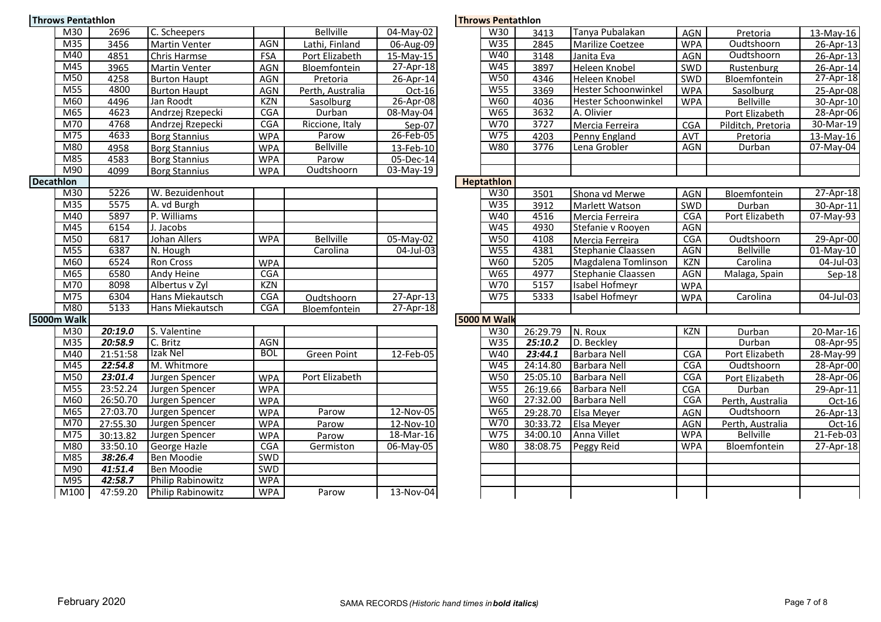## Throws Pentathlon

| Age | Points | Name | Prov | Venue | Date |
|---|---|---|---|---|---|
| M30 | 2696 | C. Scheepers | | Bellville | 04-May-02 |
| M35 | 3456 | Martin Venter | AGN | Lathi, Finland | 06-Aug-09 |
| M40 | 4851 | Chris Harmse | FSA | Port Elizabeth | 15-May-15 |
| M45 | 3965 | Martin Venter | AGN | Bloemfontein | 27-Apr-18 |
| M50 | 4258 | Burton Haupt | AGN | Pretoria | 26-Apr-14 |
| M55 | 4800 | Burton Haupt | AGN | Perth, Australia | Oct-16 |
| M60 | 4496 | Jan Roodt | KZN | Sasolburg | 26-Apr-08 |
| M65 | 4623 | Andrzej Rzepecki | CGA | Durban | 08-May-04 |
| M70 | 4768 | Andrzej Rzepecki | CGA | Riccione, Italy | Sep-07 |
| M75 | 4633 | Borg Stannius | WPA | Parow | 26-Feb-05 |
| M80 | 4958 | Borg Stannius | WPA | Bellville | 13-Feb-10 |
| M85 | 4583 | Borg Stannius | WPA | Parow | 05-Dec-14 |
| M90 | 4099 | Borg Stannius | WPA | Oudtshoorn | 03-May-19 |

## Decathlon

| Age | Points | Name | Prov | Venue | Date |
|---|---|---|---|---|---|
| M30 | 5226 | W. Bezuidenhout | | | |
| M35 | 5575 | A. vd Burgh | | | |
| M40 | 5897 | P. Williams | | | |
| M45 | 6154 | J. Jacobs | | | |
| M50 | 6817 | Johan Allers | WPA | Bellville | 05-May-02 |
| M55 | 6387 | N. Hough | | Carolina | 04-Jul-03 |
| M60 | 6524 | Ron Cross | WPA | | |
| M65 | 6580 | Andy Heine | CGA | | |
| M70 | 8098 | Albertus v Zyl | KZN | | |
| M75 | 6304 | Hans Miekautsch | CGA | Oudtshoorn | 27-Apr-13 |
| M80 | 5133 | Hans Miekautsch | CGA | Bloemfontein | 27-Apr-18 |

## 5000m Walk

| Age | Time | Name | Prov | Venue | Date |
|---|---|---|---|---|---|
| M30 | ***20:19.0*** | S. Valentine | | | |
| M35 | ***20:58.9*** | C. Britz | AGN | | |
| M40 | 21:51:58 | Izak Nel | BOL | Green Point | 12-Feb-05 |
| M45 | ***22:54.8*** | M. Whitmore | | | |
| M50 | ***23:01.4*** | Jurgen Spencer | WPA | Port Elizabeth | |
| M55 | 23:52.24 | Jurgen Spencer | WPA | | |
| M60 | 26:50.70 | Jurgen Spencer | WPA | | |
| M65 | 27:03.70 | Jurgen Spencer | WPA | Parow | 12-Nov-05 |
| M70 | 27:55.30 | Jurgen Spencer | WPA | Parow | 12-Nov-10 |
| M75 | 30:13.82 | Jurgen Spencer | WPA | Parow | 18-Mar-16 |
| M80 | 33:50.10 | George Hazle | CGA | Germiston | 06-May-05 |
| M85 | ***38:26.4*** | Ben Moodie | SWD | | |
| M90 | ***41:51.4*** | Ben Moodie | SWD | | |
| M95 | ***42:58.7*** | Philip Rabinowitz | WPA | | |
| M100 | 47:59.20 | Philip Rabinowitz | WPA | Parow | 13-Nov-04 |

## Throws Pentathlon

| Age | Points | Name | Prov | Venue | Date |
|---|---|---|---|---|---|
| W30 | 3413 | Tanya Pubalakan | AGN | Pretoria | 13-May-16 |
| W35 | 2845 | Marilize Coetzee | WPA | Oudtshoorn | 26-Apr-13 |
| W40 | 3148 | Janita Eva | AGN | Oudtshoorn | 26-Apr-13 |
| W45 | 3897 | Heleen Knobel | SWD | Rustenburg | 26-Apr-14 |
| W50 | 4346 | Heleen Knobel | SWD | Bloemfontein | 27-Apr-18 |
| W55 | 3369 | Hester Schoonwinkel | WPA | Sasolburg | 25-Apr-08 |
| W60 | 4036 | Hester Schoonwinkel | WPA | Bellville | 30-Apr-10 |
| W65 | 3632 | A. Olivier | | Port Elizabeth | 28-Apr-06 |
| W70 | 3727 | Mercia Ferreira | CGA | Pilditch, Pretoria | 30-Mar-19 |
| W75 | 4203 | Penny England | AVT | Pretoria | 13-May-16 |
| W80 | 3776 | Lena Grobler | AGN | Durban | 07-May-04 |

## Heptathlon

| Age | Points | Name | Prov | Venue | Date |
|---|---|---|---|---|---|
| W30 | 3501 | Shona vd Merwe | AGN | Bloemfontein | 27-Apr-18 |
| W35 | 3912 | Marlett Watson | SWD | Durban | 30-Apr-11 |
| W40 | 4516 | Mercia Ferreira | CGA | Port Elizabeth | 07-May-93 |
| W45 | 4930 | Stefanie v Rooyen | AGN | | |
| W50 | 4108 | Mercia Ferreira | CGA | Oudtshoorn | 29-Apr-00 |
| W55 | 4381 | Stephanie Claassen | AGN | Bellville | 01-May-10 |
| W60 | 5205 | Magdalena Tomlinson | KZN | Carolina | 04-Jul-03 |
| W65 | 4977 | Stephanie Claassen | AGN | Malaga, Spain | Sep-18 |
| W70 | 5157 | Isabel Hofmeyr | WPA | | |
| W75 | 5333 | Isabel Hofmeyr | WPA | Carolina | 04-Jul-03 |

## 5000 M Walk

| Age | Time | Name | Prov | Venue | Date |
|---|---|---|---|---|---|
| W30 | 26:29.79 | N. Roux | KZN | Durban | 20-Mar-16 |
| W35 | ***25:10.2*** | D. Beckley | | Durban | 08-Apr-95 |
| W40 | ***23:44.1*** | Barbara Nell | CGA | Port Elizabeth | 28-May-99 |
| W45 | 24:14.80 | Barbara Nell | CGA | Oudtshoorn | 28-Apr-00 |
| W50 | 25:05.10 | Barbara Nell | CGA | Port Elizabeth | 28-Apr-06 |
| W55 | 26:19.66 | Barbara Nell | CGA | Durban | 29-Apr-11 |
| W60 | 27:32.00 | Barbara Nell | CGA | Perth, Australia | Oct-16 |
| W65 | 29:28.70 | Elsa Meyer | AGN | Oudtshoorn | 26-Apr-13 |
| W70 | 30:33.72 | Elsa Meyer | AGN | Perth, Australia | Oct-16 |
| W75 | 34:00.10 | Anna Villet | WPA | Bellville | 21-Feb-03 |
| W80 | 38:08.75 | Peggy Reid | WPA | Bloemfontein | 27-Apr-18 |

February 2020 — SAMA RECORDS *(Historic hand times in* ***bold italics****)*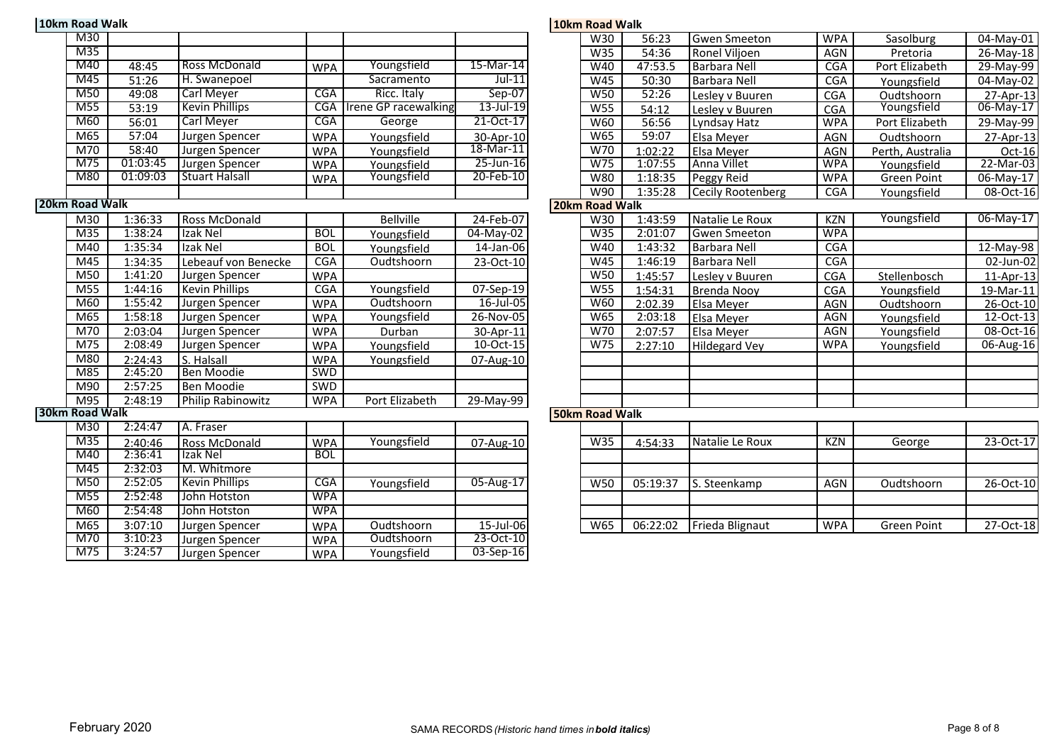## 10km Road Walk

| | | | | | |
|---|---|---|---|---|---|
| M30 | | | | | |
| M35 | | | | | |
| M40 | 48:45 | Ross McDonald | WPA | Youngsfield | 15-Mar-14 |
| M45 | 51:26 | H. Swanepoel | | Sacramento | Jul-11 |
| M50 | 49:08 | Carl Meyer | CGA | Ricc. Italy | Sep-07 |
| M55 | 53:19 | Kevin Phillips | CGA | Irene GP racewalking | 13-Jul-19 |
| M60 | 56:01 | Carl Meyer | CGA | George | 21-Oct-17 |
| M65 | 57:04 | Jurgen Spencer | WPA | Youngsfield | 30-Apr-10 |
| M70 | 58:40 | Jurgen Spencer | WPA | Youngsfield | 18-Mar-11 |
| M75 | 01:03:45 | Jurgen Spencer | WPA | Youngsfield | 25-Jun-16 |
| M80 | 01:09:03 | Stuart Halsall | WPA | Youngsfield | 20-Feb-10 |

## 20km Road Walk

| | | | | | |
|---|---|---|---|---|---|
| M30 | 1:36:33 | Ross McDonald | | Bellville | 24-Feb-07 |
| M35 | 1:38:24 | Izak Nel | BOL | Youngsfield | 04-May-02 |
| M40 | 1:35:34 | Izak Nel | BOL | Youngsfield | 14-Jan-06 |
| M45 | 1:34:35 | Lebeauf von Benecke | CGA | Oudtshoorn | 23-Oct-10 |
| M50 | 1:41:20 | Jurgen Spencer | WPA | | |
| M55 | 1:44:16 | Kevin Phillips | CGA | Youngsfield | 07-Sep-19 |
| M60 | 1:55:42 | Jurgen Spencer | WPA | Oudtshoorn | 16-Jul-05 |
| M65 | 1:58:18 | Jurgen Spencer | WPA | Youngsfield | 26-Nov-05 |
| M70 | 2:03:04 | Jurgen Spencer | WPA | Durban | 30-Apr-11 |
| M75 | 2:08:49 | Jurgen Spencer | WPA | Youngsfield | 10-Oct-15 |
| M80 | 2:24:43 | S. Halsall | WPA | Youngsfield | 07-Aug-10 |
| M85 | 2:45:20 | Ben Moodie | SWD | | |
| M90 | 2:57:25 | Ben Moodie | SWD | | |
| M95 | 2:48:19 | Philip Rabinowitz | WPA | Port Elizabeth | 29-May-99 |

## 30km Road Walk

| | | | | | |
|---|---|---|---|---|---|
| M30 | 2:24:47 | A. Fraser | | | |
| M35 | 2:40:46 | Ross McDonald | WPA | Youngsfield | 07-Aug-10 |
| M40 | 2:36:41 | Izak Nel | BOL | | |
| M45 | 2:32:03 | M. Whitmore | | | |
| M50 | 2:52:05 | Kevin Phillips | CGA | Youngsfield | 05-Aug-17 |
| M55 | 2:52:48 | John Hotston | WPA | | |
| M60 | 2:54:48 | John Hotston | WPA | | |
| M65 | 3:07:10 | Jurgen Spencer | WPA | Oudtshoorn | 15-Jul-06 |
| M70 | 3:10:23 | Jurgen Spencer | WPA | Oudtshoorn | 23-Oct-10 |
| M75 | 3:24:57 | Jurgen Spencer | WPA | Youngsfield | 03-Sep-16 |

## 10km Road Walk

| | | | | | |
|---|---|---|---|---|---|
| W30 | 56:23 | Gwen Smeeton | WPA | Sasolburg | 04-May-01 |
| W35 | 54:36 | Ronel Viljoen | AGN | Pretoria | 26-May-18 |
| W40 | 47:53.5 | Barbara Nell | CGA | Port Elizabeth | 29-May-99 |
| W45 | 50:30 | Barbara Nell | CGA | Youngsfield | 04-May-02 |
| W50 | 52:26 | Lesley v Buuren | CGA | Oudtshoorn | 27-Apr-13 |
| W55 | 54:12 | Lesley v Buuren | CGA | Youngsfield | 06-May-17 |
| W60 | 56:56 | Lyndsay Hatz | WPA | Port Elizabeth | 29-May-99 |
| W65 | 59:07 | Elsa Meyer | AGN | Oudtshoorn | 27-Apr-13 |
| W70 | 1:02:22 | Elsa Meyer | AGN | Perth, Australia | Oct-16 |
| W75 | 1:07:55 | Anna Villet | WPA | Youngsfield | 22-Mar-03 |
| W80 | 1:18:35 | Peggy Reid | WPA | Green Point | 06-May-17 |
| W90 | 1:35:28 | Cecily Rootenberg | CGA | Youngsfield | 08-Oct-16 |

## 20km Road Walk

| | | | | | |
|---|---|---|---|---|---|
| W30 | 1:43:59 | Natalie Le Roux | KZN | Youngsfield | 06-May-17 |
| W35 | 2:01:07 | Gwen Smeeton | WPA | | |
| W40 | 1:43:32 | Barbara Nell | CGA | | 12-May-98 |
| W45 | 1:46:19 | Barbara Nell | CGA | | 02-Jun-02 |
| W50 | 1:45:57 | Lesley v Buuren | CGA | Stellenbosch | 11-Apr-13 |
| W55 | 1:54:31 | Brenda Nooy | CGA | Youngsfield | 19-Mar-11 |
| W60 | 2:02.39 | Elsa Meyer | AGN | Oudtshoorn | 26-Oct-10 |
| W65 | 2:03:18 | Elsa Meyer | AGN | Youngsfield | 12-Oct-13 |
| W70 | 2:07:57 | Elsa Meyer | AGN | Youngsfield | 08-Oct-16 |
| W75 | 2:27:10 | Hildegard Vey | WPA | Youngsfield | 06-Aug-16 |

## 50km Road Walk

| | | | | | |
|---|---|---|---|---|---|
| W35 | 4:54:33 | Natalie Le Roux | KZN | George | 23-Oct-17 |
| W50 | 05:19:37 | S. Steenkamp | AGN | Oudtshoorn | 26-Oct-10 |
| W65 | 06:22:02 | Frieda Blignaut | WPA | Green Point | 27-Oct-18 |